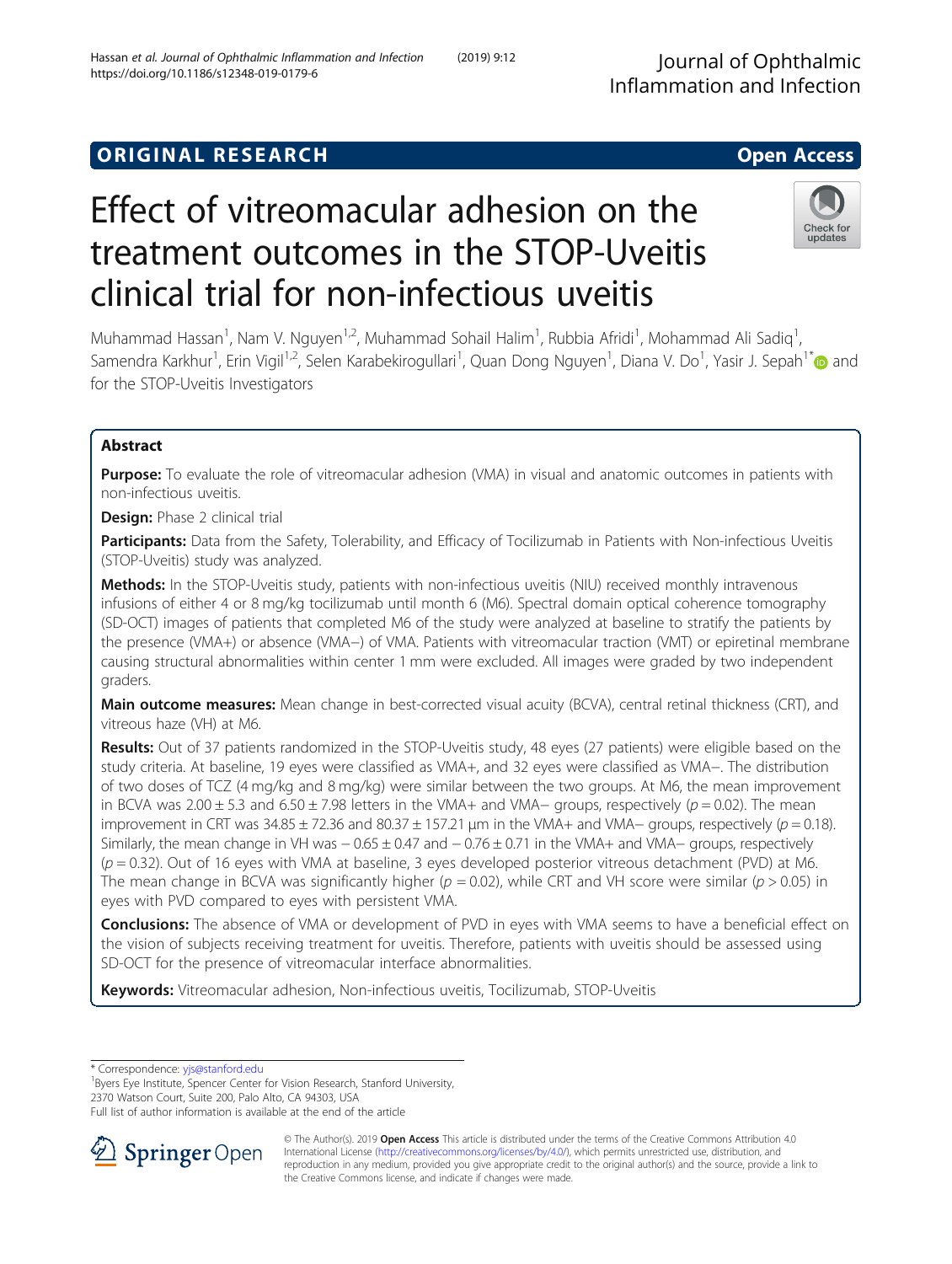ORIGINAL RESEARCH

Open Access

# Effect of vitreomacular adhesion on the treatment outcomes in the STOP-Uveitis clinical trial for non-infectious uveitis

Muhammad Hassan[1], Nam V. Nguyen[1,2], Muhammad Sohail Halim[1], Rubbia Afridi[1], Mohammad Ali Sadiq[1], Samendra Karkhur[1], Erin Vigil[1,2], Selen Karabekirogullari[1], Quan Dong Nguyen[1], Diana V. Do[1], Yasir J. Sepah[1*] and for the STOP-Uveitis Investigators

## Abstract

**Purpose:** To evaluate the role of vitreomacular adhesion (VMA) in visual and anatomic outcomes in patients with non-infectious uveitis.

**Design:** Phase 2 clinical trial

**Participants:** Data from the Safety, Tolerability, and Efficacy of Tocilizumab in Patients with Non-infectious Uveitis (STOP-Uveitis) study was analyzed.

**Methods:** In the STOP-Uveitis study, patients with non-infectious uveitis (NIU) received monthly intravenous infusions of either 4 or 8 mg/kg tocilizumab until month 6 (M6). Spectral domain optical coherence tomography (SD-OCT) images of patients that completed M6 of the study were analyzed at baseline to stratify the patients by the presence (VMA+) or absence (VMA−) of VMA. Patients with vitreomacular traction (VMT) or epiretinal membrane causing structural abnormalities within center 1 mm were excluded. All images were graded by two independent graders.

**Main outcome measures:** Mean change in best-corrected visual acuity (BCVA), central retinal thickness (CRT), and vitreous haze (VH) at M6.

**Results:** Out of 37 patients randomized in the STOP-Uveitis study, 48 eyes (27 patients) were eligible based on the study criteria. At baseline, 19 eyes were classified as VMA+, and 32 eyes were classified as VMA−. The distribution of two doses of TCZ (4 mg/kg and 8 mg/kg) were similar between the two groups. At M6, the mean improvement in BCVA was 2.00 ± 5.3 and 6.50 ± 7.98 letters in the VMA+ and VMA− groups, respectively ($p = 0.02$). The mean improvement in CRT was 34.85 ± 72.36 and 80.37 ± 157.21 μm in the VMA+ and VMA− groups, respectively ($p = 0.18$). Similarly, the mean change in VH was − 0.65 ± 0.47 and − 0.76 ± 0.71 in the VMA+ and VMA− groups, respectively ($p = 0.32$). Out of 16 eyes with VMA at baseline, 3 eyes developed posterior vitreous detachment (PVD) at M6. The mean change in BCVA was significantly higher ($p = 0.02$), while CRT and VH score were similar ($p > 0.05$) in eyes with PVD compared to eyes with persistent VMA.

**Conclusions:** The absence of VMA or development of PVD in eyes with VMA seems to have a beneficial effect on the vision of subjects receiving treatment for uveitis. Therefore, patients with uveitis should be assessed using SD-OCT for the presence of vitreomacular interface abnormalities.

**Keywords:** Vitreomacular adhesion, Non-infectious uveitis, Tocilizumab, STOP-Uveitis

* Correspondence: yjs@stanford.edu
[1]Byers Eye Institute, Spencer Center for Vision Research, Stanford University, 2370 Watson Court, Suite 200, Palo Alto, CA 94303, USA
Full list of author information is available at the end of the article

© The Author(s). 2019 **Open Access** This article is distributed under the terms of the Creative Commons Attribution 4.0 International License (http://creativecommons.org/licenses/by/4.0/), which permits unrestricted use, distribution, and reproduction in any medium, provided you give appropriate credit to the original author(s) and the source, provide a link to the Creative Commons license, and indicate if changes were made.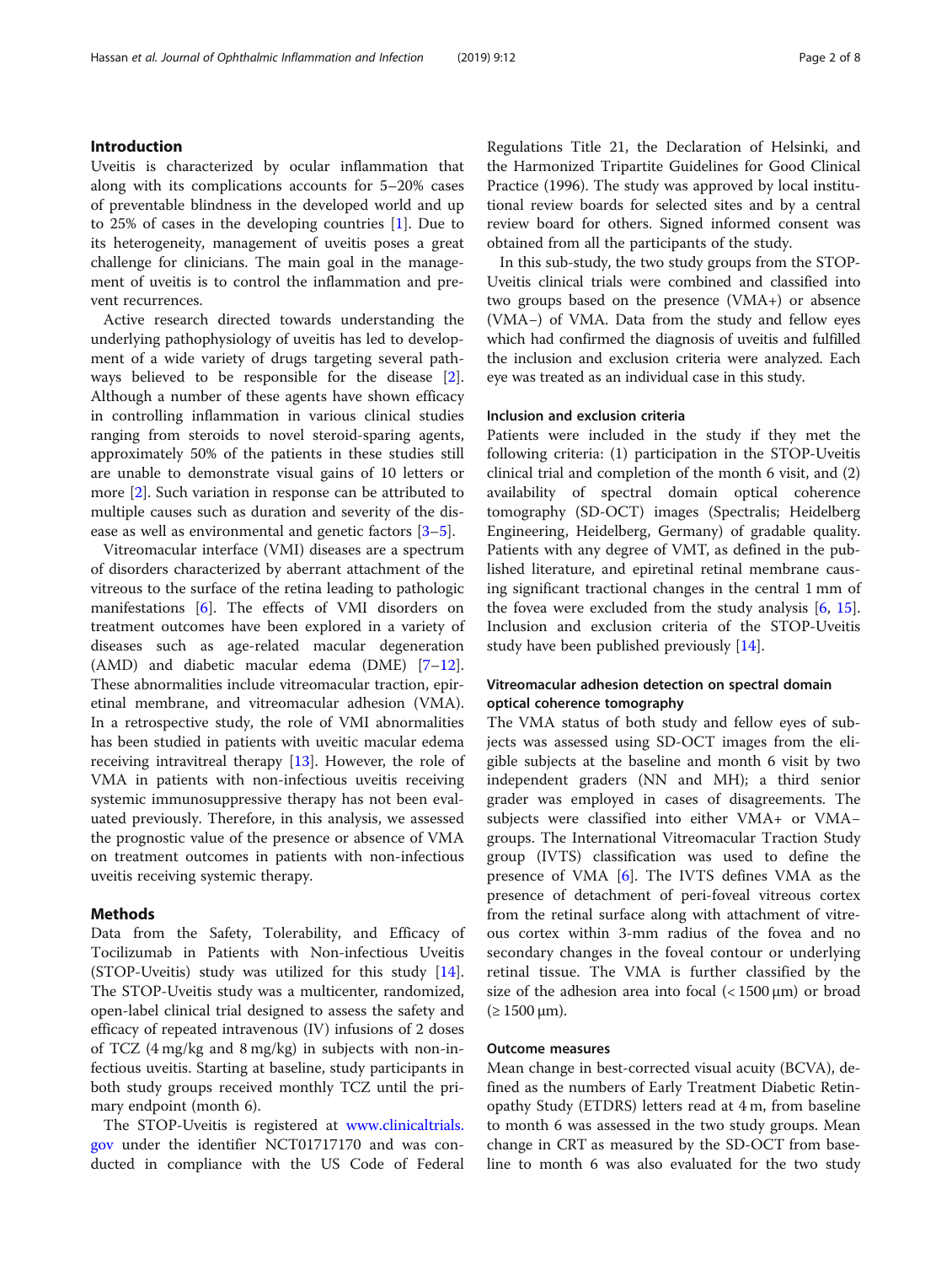## Introduction

Uveitis is characterized by ocular inflammation that along with its complications accounts for 5–20% cases of preventable blindness in the developed world and up to 25% of cases in the developing countries [1]. Due to its heterogeneity, management of uveitis poses a great challenge for clinicians. The main goal in the management of uveitis is to control the inflammation and prevent recurrences.

Active research directed towards understanding the underlying pathophysiology of uveitis has led to development of a wide variety of drugs targeting several pathways believed to be responsible for the disease [2]. Although a number of these agents have shown efficacy in controlling inflammation in various clinical studies ranging from steroids to novel steroid-sparing agents, approximately 50% of the patients in these studies still are unable to demonstrate visual gains of 10 letters or more [2]. Such variation in response can be attributed to multiple causes such as duration and severity of the disease as well as environmental and genetic factors [3–5].

Vitreomacular interface (VMI) diseases are a spectrum of disorders characterized by aberrant attachment of the vitreous to the surface of the retina leading to pathologic manifestations [6]. The effects of VMI disorders on treatment outcomes have been explored in a variety of diseases such as age-related macular degeneration (AMD) and diabetic macular edema (DME) [7–12]. These abnormalities include vitreomacular traction, epiretinal membrane, and vitreomacular adhesion (VMA). In a retrospective study, the role of VMI abnormalities has been studied in patients with uveitic macular edema receiving intravitreal therapy [13]. However, the role of VMA in patients with non-infectious uveitis receiving systemic immunosuppressive therapy has not been evaluated previously. Therefore, in this analysis, we assessed the prognostic value of the presence or absence of VMA on treatment outcomes in patients with non-infectious uveitis receiving systemic therapy.

## Methods

Data from the Safety, Tolerability, and Efficacy of Tocilizumab in Patients with Non-infectious Uveitis (STOP-Uveitis) study was utilized for this study [14]. The STOP-Uveitis study was a multicenter, randomized, open-label clinical trial designed to assess the safety and efficacy of repeated intravenous (IV) infusions of 2 doses of TCZ (4 mg/kg and 8 mg/kg) in subjects with non-infectious uveitis. Starting at baseline, study participants in both study groups received monthly TCZ until the primary endpoint (month 6).

The STOP-Uveitis is registered at www.clinicaltrials.gov under the identifier NCT01717170 and was conducted in compliance with the US Code of Federal Regulations Title 21, the Declaration of Helsinki, and the Harmonized Tripartite Guidelines for Good Clinical Practice (1996). The study was approved by local institutional review boards for selected sites and by a central review board for others. Signed informed consent was obtained from all the participants of the study.

In this sub-study, the two study groups from the STOP-Uveitis clinical trials were combined and classified into two groups based on the presence (VMA+) or absence (VMA−) of VMA. Data from the study and fellow eyes which had confirmed the diagnosis of uveitis and fulfilled the inclusion and exclusion criteria were analyzed. Each eye was treated as an individual case in this study.

### Inclusion and exclusion criteria

Patients were included in the study if they met the following criteria: (1) participation in the STOP-Uveitis clinical trial and completion of the month 6 visit, and (2) availability of spectral domain optical coherence tomography (SD-OCT) images (Spectralis; Heidelberg Engineering, Heidelberg, Germany) of gradable quality. Patients with any degree of VMT, as defined in the published literature, and epiretinal retinal membrane causing significant tractional changes in the central 1 mm of the fovea were excluded from the study analysis [6, 15]. Inclusion and exclusion criteria of the STOP-Uveitis study have been published previously [14].

### Vitreomacular adhesion detection on spectral domain optical coherence tomography

The VMA status of both study and fellow eyes of subjects was assessed using SD-OCT images from the eligible subjects at the baseline and month 6 visit by two independent graders (NN and MH); a third senior grader was employed in cases of disagreements. The subjects were classified into either VMA+ or VMA− groups. The International Vitreomacular Traction Study group (IVTS) classification was used to define the presence of VMA [6]. The IVTS defines VMA as the presence of detachment of peri-foveal vitreous cortex from the retinal surface along with attachment of vitreous cortex within 3-mm radius of the fovea and no secondary changes in the foveal contour or underlying retinal tissue. The VMA is further classified by the size of the adhesion area into focal (< 1500 μm) or broad (≥ 1500 μm).

### Outcome measures

Mean change in best-corrected visual acuity (BCVA), defined as the numbers of Early Treatment Diabetic Retinopathy Study (ETDRS) letters read at 4 m, from baseline to month 6 was assessed in the two study groups. Mean change in CRT as measured by the SD-OCT from baseline to month 6 was also evaluated for the two study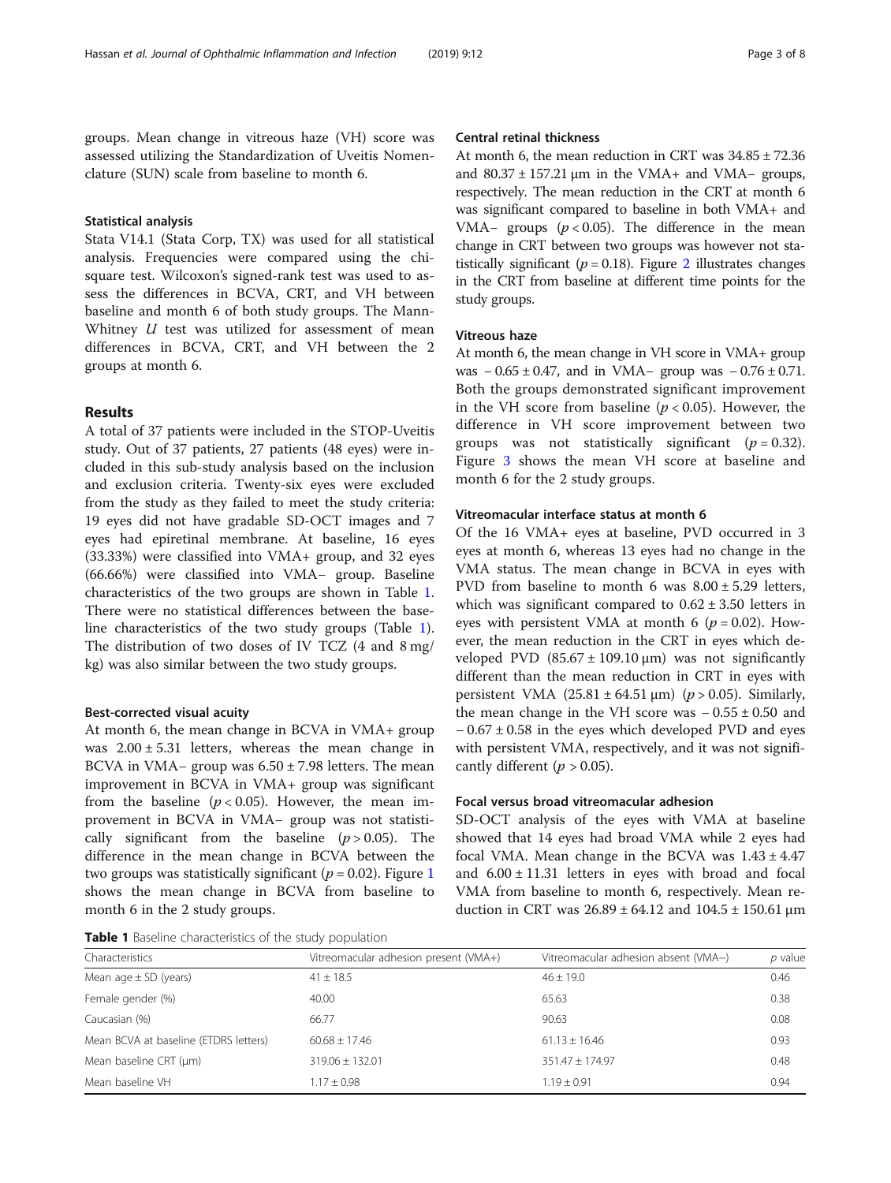groups. Mean change in vitreous haze (VH) score was assessed utilizing the Standardization of Uveitis Nomenclature (SUN) scale from baseline to month 6.

### Statistical analysis

Stata V14.1 (Stata Corp, TX) was used for all statistical analysis. Frequencies were compared using the chi-square test. Wilcoxon's signed-rank test was used to assess the differences in BCVA, CRT, and VH between baseline and month 6 of both study groups. The Mann-Whitney *U* test was utilized for assessment of mean differences in BCVA, CRT, and VH between the 2 groups at month 6.

## Results

A total of 37 patients were included in the STOP-Uveitis study. Out of 37 patients, 27 patients (48 eyes) were included in this sub-study analysis based on the inclusion and exclusion criteria. Twenty-six eyes were excluded from the study as they failed to meet the study criteria: 19 eyes did not have gradable SD-OCT images and 7 eyes had epiretinal membrane. At baseline, 16 eyes (33.33%) were classified into VMA+ group, and 32 eyes (66.66%) were classified into VMA− group. Baseline characteristics of the two groups are shown in Table 1. There were no statistical differences between the baseline characteristics of the two study groups (Table 1). The distribution of two doses of IV TCZ (4 and 8 mg/kg) was also similar between the two study groups.

### Best-corrected visual acuity

At month 6, the mean change in BCVA in VMA+ group was $2.00 \pm 5.31$ letters, whereas the mean change in BCVA in VMA− group was $6.50 \pm 7.98$ letters. The mean improvement in BCVA in VMA+ group was significant from the baseline ($p < 0.05$). However, the mean improvement in BCVA in VMA− group was not statistically significant from the baseline ($p > 0.05$). The difference in the mean change in BCVA between the two groups was statistically significant ($p = 0.02$). Figure 1 shows the mean change in BCVA from baseline to month 6 in the 2 study groups.

### Central retinal thickness

At month 6, the mean reduction in CRT was $34.85 \pm 72.36$ and $80.37 \pm 157.21$ μm in the VMA+ and VMA− groups, respectively. The mean reduction in the CRT at month 6 was significant compared to baseline in both VMA+ and VMA− groups ($p < 0.05$). The difference in the mean change in CRT between two groups was however not statistically significant ($p = 0.18$). Figure 2 illustrates changes in the CRT from baseline at different time points for the study groups.

### Vitreous haze

At month 6, the mean change in VH score in VMA+ group was $-0.65 \pm 0.47$, and in VMA− group was $-0.76 \pm 0.71$. Both the groups demonstrated significant improvement in the VH score from baseline ($p < 0.05$). However, the difference in VH score improvement between two groups was not statistically significant ($p = 0.32$). Figure 3 shows the mean VH score at baseline and month 6 for the 2 study groups.

### Vitreomacular interface status at month 6

Of the 16 VMA+ eyes at baseline, PVD occurred in 3 eyes at month 6, whereas 13 eyes had no change in the VMA status. The mean change in BCVA in eyes with PVD from baseline to month 6 was $8.00 \pm 5.29$ letters, which was significant compared to $0.62 \pm 3.50$ letters in eyes with persistent VMA at month 6 ($p = 0.02$). However, the mean reduction in the CRT in eyes which developed PVD ($85.67 \pm 109.10$ μm) was not significantly different than the mean reduction in CRT in eyes with persistent VMA ($25.81 \pm 64.51$ μm) ($p > 0.05$). Similarly, the mean change in the VH score was $-0.55 \pm 0.50$ and $-0.67 \pm 0.58$ in the eyes which developed PVD and eyes with persistent VMA, respectively, and it was not significantly different ($p > 0.05$).

### Focal versus broad vitreomacular adhesion

SD-OCT analysis of the eyes with VMA at baseline showed that 14 eyes had broad VMA while 2 eyes had focal VMA. Mean change in the BCVA was $1.43 \pm 4.47$ and $6.00 \pm 11.31$ letters in eyes with broad and focal VMA from baseline to month 6, respectively. Mean reduction in CRT was $26.89 \pm 64.12$ and $104.5 \pm 150.61$ μm

**Table 1** Baseline characteristics of the study population

| Characteristics | Vitreomacular adhesion present (VMA+) | Vitreomacular adhesion absent (VMA−) | *p* value |
|---|---|---|---|
| Mean age ± SD (years) | 41 ± 18.5 | 46 ± 19.0 | 0.46 |
| Female gender (%) | 40.00 | 65.63 | 0.38 |
| Caucasian (%) | 66.77 | 90.63 | 0.08 |
| Mean BCVA at baseline (ETDRS letters) | 60.68 ± 17.46 | 61.13 ± 16.46 | 0.93 |
| Mean baseline CRT (μm) | 319.06 ± 132.01 | 351.47 ± 174.97 | 0.48 |
| Mean baseline VH | 1.17 ± 0.98 | 1.19 ± 0.91 | 0.94 |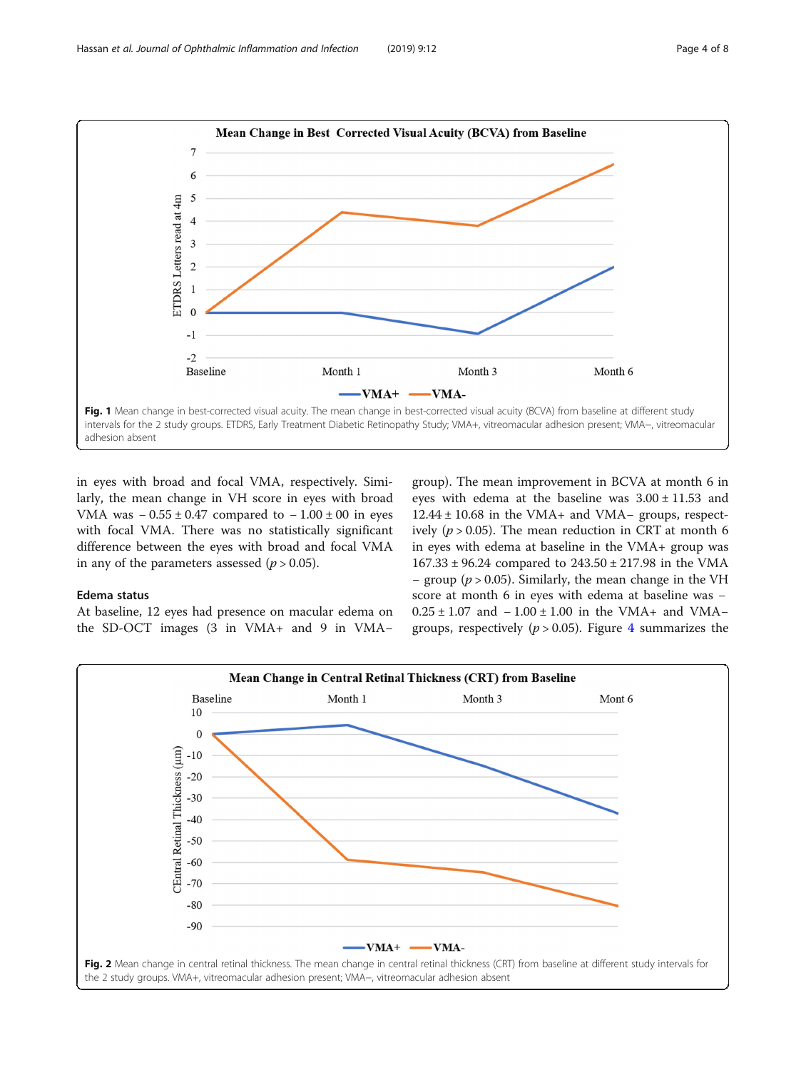Mean Change in Best Corrected Visual Acuity (BCVA) from Baseline

ETDRS Letters read at 4m

7
6
5
4
3
2
1
0
-1
-2

Baseline
Month 1
Month 3
Month 6

VMA+ VMA-

**Fig. 1** Mean change in best-corrected visual acuity. The mean change in best-corrected visual acuity (BCVA) from baseline at different study intervals for the 2 study groups. ETDRS, Early Treatment Diabetic Retinopathy Study; VMA+, vitreomacular adhesion present; VMA−, vitreomacular adhesion absent

in eyes with broad and focal VMA, respectively. Similarly, the mean change in VH score in eyes with broad VMA was − 0.55 ± 0.47 compared to − 1.00 ± 00 in eyes with focal VMA. There was no statistically significant difference between the eyes with broad and focal VMA in any of the parameters assessed ($p > 0.05$).

### Edema status

At baseline, 12 eyes had presence on macular edema on the SD-OCT images (3 in VMA+ and 9 in VMA− group). The mean improvement in BCVA at month 6 in eyes with edema at the baseline was 3.00 ± 11.53 and 12.44 ± 10.68 in the VMA+ and VMA− groups, respectively ($p > 0.05$). The mean reduction in CRT at month 6 in eyes with edema at baseline in the VMA+ group was 167.33 ± 96.24 compared to 243.50 ± 217.98 in the VMA − group ($p > 0.05$). Similarly, the mean change in the VH score at month 6 in eyes with edema at baseline was − 0.25 ± 1.07 and − 1.00 ± 1.00 in the VMA+ and VMA− groups, respectively ($p > 0.05$). Figure 4 summarizes the

Mean Change in Central Retinal Thickness (CRT) from Baseline

Baseline
Month 1
Month 3
Mont 6

CEntral Retinal Thickness (μm)

10
0
-10
-20
-30
-40
-50
-60
-70
-80
-90

VMA+ VMA-

**Fig. 2** Mean change in central retinal thickness. The mean change in central retinal thickness (CRT) from baseline at different study intervals for the 2 study groups. VMA+, vitreomacular adhesion present; VMA−, vitreomacular adhesion absent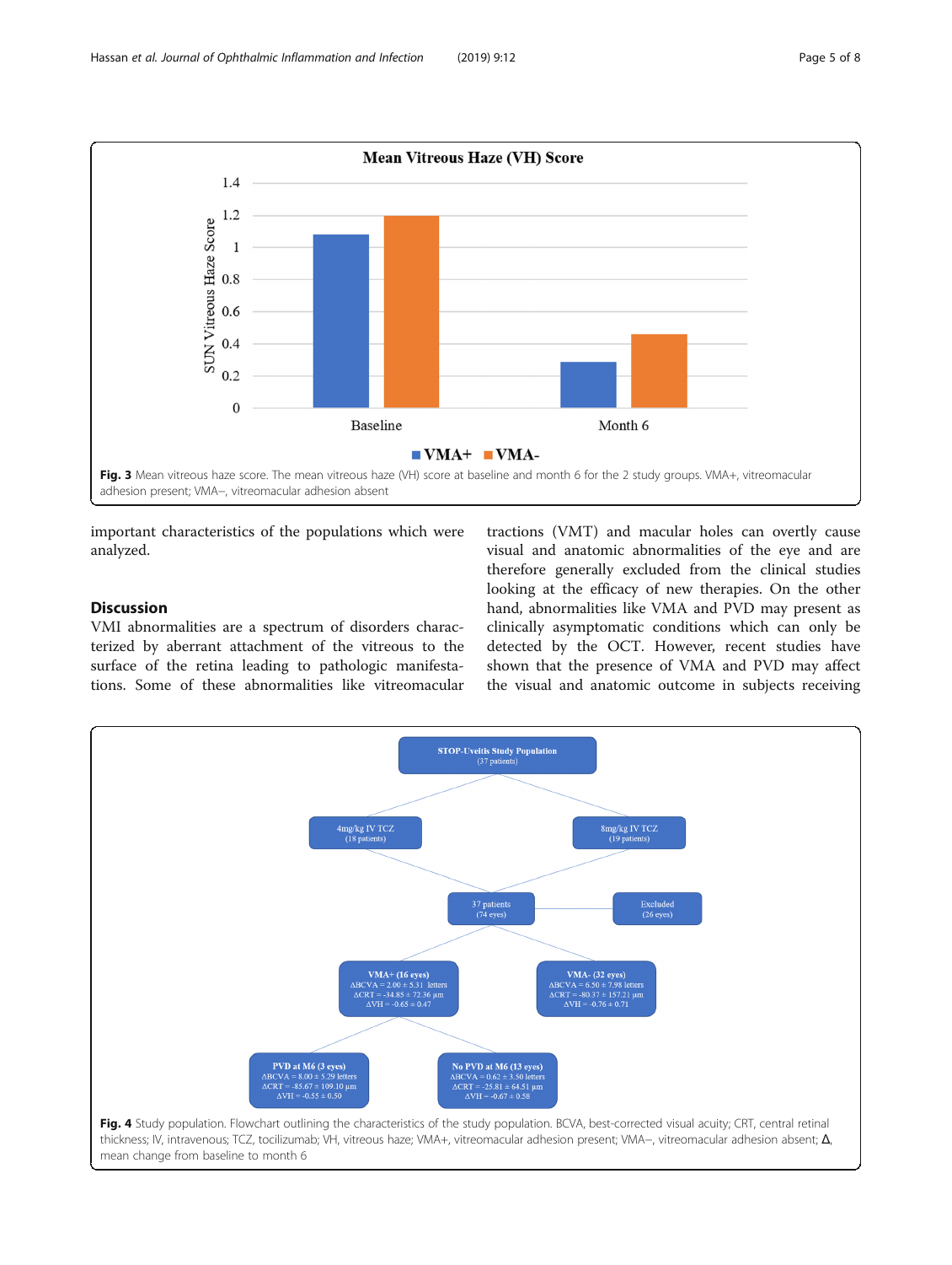Mean Vitreous Haze (VH) Score

SUN Vitreous Haze Score

1.4
1.2
1
0.8
0.6
0.4
0.2
0

Baseline
Month 6

VMA+ VMA-

**Fig. 3** Mean vitreous haze score. The mean vitreous haze (VH) score at baseline and month 6 for the 2 study groups. VMA+, vitreomacular adhesion present; VMA−, vitreomacular adhesion absent

important characteristics of the populations which were analyzed.

## Discussion

VMI abnormalities are a spectrum of disorders characterized by aberrant attachment of the vitreous to the surface of the retina leading to pathologic manifestations. Some of these abnormalities like vitreomacular tractions (VMT) and macular holes can overtly cause visual and anatomic abnormalities of the eye and are therefore generally excluded from the clinical studies looking at the efficacy of new therapies. On the other hand, abnormalities like VMA and PVD may present as clinically asymptomatic conditions which can only be detected by the OCT. However, recent studies have shown that the presence of VMA and PVD may affect the visual and anatomic outcome in subjects receiving

STOP-Uveitis Study Population
(37 patients)

4mg/kg IV TCZ
(18 patients)

8mg/kg IV TCZ
(19 patients)

37 patients
(74 eyes)

Excluded
(26 eyes)

VMA+ (16 eyes)
ΔBCVA = 2.00 ± 5.31 letters
ΔCRT = -34.85 ± 72.36 µm
ΔVH = -0.65 ± 0.47

VMA- (32 eyes)
ΔBCVA = 6.50 ± 7.98 letters
ΔCRT = -80.37 ± 157.21 µm
ΔVH = -0.76 ± 0.71

PVD at M6 (3 eyes)
ΔBCVA = 8.00 ± 5.29 letters
ΔCRT = -85.67 ± 109.10 µm
ΔVH = -0.55 ± 0.50

No PVD at M6 (13 eyes)
ΔBCVA = 0.62 ± 3.50 letters
ΔCRT = -25.81 ± 64.51 µm
ΔVH = -0.67 ± 0.58

**Fig. 4** Study population. Flowchart outlining the characteristics of the study population. BCVA, best-corrected visual acuity; CRT, central retinal thickness; IV, intravenous; TCZ, tocilizumab; VH, vitreous haze; VMA+, vitreomacular adhesion present; VMA−, vitreomacular adhesion absent; Δ, mean change from baseline to month 6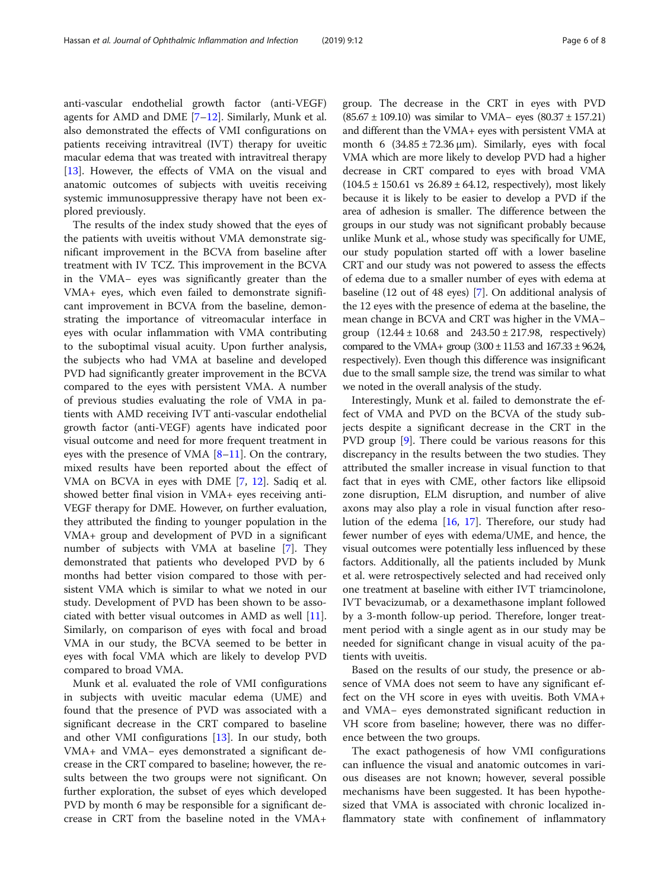anti-vascular endothelial growth factor (anti-VEGF) agents for AMD and DME [7–12]. Similarly, Munk et al. also demonstrated the effects of VMI configurations on patients receiving intravitreal (IVT) therapy for uveitic macular edema that was treated with intravitreal therapy [13]. However, the effects of VMA on the visual and anatomic outcomes of subjects with uveitis receiving systemic immunosuppressive therapy have not been explored previously.

The results of the index study showed that the eyes of the patients with uveitis without VMA demonstrate significant improvement in the BCVA from baseline after treatment with IV TCZ. This improvement in the BCVA in the VMA− eyes was significantly greater than the VMA+ eyes, which even failed to demonstrate significant improvement in BCVA from the baseline, demonstrating the importance of vitreomacular interface in eyes with ocular inflammation with VMA contributing to the suboptimal visual acuity. Upon further analysis, the subjects who had VMA at baseline and developed PVD had significantly greater improvement in the BCVA compared to the eyes with persistent VMA. A number of previous studies evaluating the role of VMA in patients with AMD receiving IVT anti-vascular endothelial growth factor (anti-VEGF) agents have indicated poor visual outcome and need for more frequent treatment in eyes with the presence of VMA [8–11]. On the contrary, mixed results have been reported about the effect of VMA on BCVA in eyes with DME [7, 12]. Sadiq et al. showed better final vision in VMA+ eyes receiving anti-VEGF therapy for DME. However, on further evaluation, they attributed the finding to younger population in the VMA+ group and development of PVD in a significant number of subjects with VMA at baseline [7]. They demonstrated that patients who developed PVD by 6 months had better vision compared to those with persistent VMA which is similar to what we noted in our study. Development of PVD has been shown to be associated with better visual outcomes in AMD as well [11]. Similarly, on comparison of eyes with focal and broad VMA in our study, the BCVA seemed to be better in eyes with focal VMA which are likely to develop PVD compared to broad VMA.

Munk et al. evaluated the role of VMI configurations in subjects with uveitic macular edema (UME) and found that the presence of PVD was associated with a significant decrease in the CRT compared to baseline and other VMI configurations [13]. In our study, both VMA+ and VMA− eyes demonstrated a significant decrease in the CRT compared to baseline; however, the results between the two groups were not significant. On further exploration, the subset of eyes which developed PVD by month 6 may be responsible for a significant decrease in CRT from the baseline noted in the VMA+ group. The decrease in the CRT in eyes with PVD ($85.67 \pm 109.10$) was similar to VMA− eyes ($80.37 \pm 157.21$) and different than the VMA+ eyes with persistent VMA at month 6 ($34.85 \pm 72.36$ μm). Similarly, eyes with focal VMA which are more likely to develop PVD had a higher decrease in CRT compared to eyes with broad VMA ($104.5 \pm 150.61$ vs $26.89 \pm 64.12$, respectively), most likely because it is likely to be easier to develop a PVD if the area of adhesion is smaller. The difference between the groups in our study was not significant probably because unlike Munk et al., whose study was specifically for UME, our study population started off with a lower baseline CRT and our study was not powered to assess the effects of edema due to a smaller number of eyes with edema at baseline (12 out of 48 eyes) [7]. On additional analysis of the 12 eyes with the presence of edema at the baseline, the mean change in BCVA and CRT was higher in the VMA− group ($12.44 \pm 10.68$ and $243.50 \pm 217.98$, respectively) compared to the VMA+ group ($3.00 \pm 11.53$ and $167.33 \pm 96.24$, respectively). Even though this difference was insignificant due to the small sample size, the trend was similar to what we noted in the overall analysis of the study.

Interestingly, Munk et al. failed to demonstrate the effect of VMA and PVD on the BCVA of the study subjects despite a significant decrease in the CRT in the PVD group [9]. There could be various reasons for this discrepancy in the results between the two studies. They attributed the smaller increase in visual function to that fact that in eyes with CME, other factors like ellipsoid zone disruption, ELM disruption, and number of alive axons may also play a role in visual function after resolution of the edema [16, 17]. Therefore, our study had fewer number of eyes with edema/UME, and hence, the visual outcomes were potentially less influenced by these factors. Additionally, all the patients included by Munk et al. were retrospectively selected and had received only one treatment at baseline with either IVT triamcinolone, IVT bevacizumab, or a dexamethasone implant followed by a 3-month follow-up period. Therefore, longer treatment period with a single agent as in our study may be needed for significant change in visual acuity of the patients with uveitis.

Based on the results of our study, the presence or absence of VMA does not seem to have any significant effect on the VH score in eyes with uveitis. Both VMA+ and VMA− eyes demonstrated significant reduction in VH score from baseline; however, there was no difference between the two groups.

The exact pathogenesis of how VMI configurations can influence the visual and anatomic outcomes in various diseases are not known; however, several possible mechanisms have been suggested. It has been hypothesized that VMA is associated with chronic localized inflammatory state with confinement of inflammatory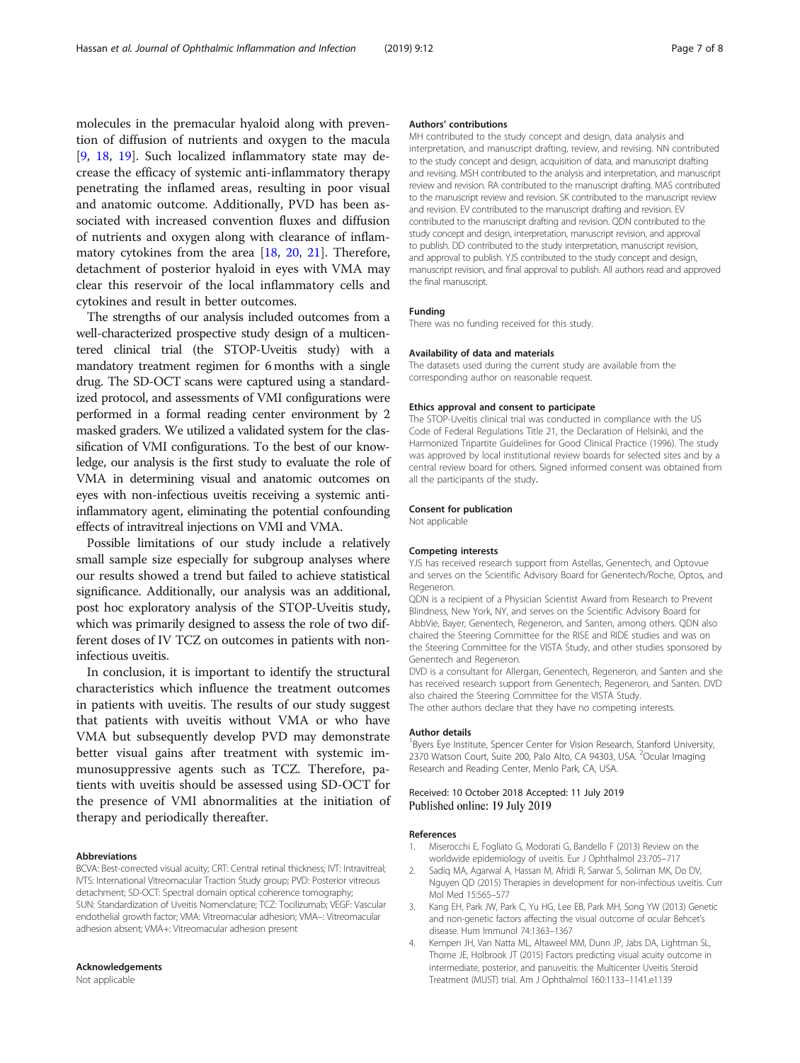molecules in the premacular hyaloid along with prevention of diffusion of nutrients and oxygen to the macula [9, 18, 19]. Such localized inflammatory state may decrease the efficacy of systemic anti-inflammatory therapy penetrating the inflamed areas, resulting in poor visual and anatomic outcome. Additionally, PVD has been associated with increased convention fluxes and diffusion of nutrients and oxygen along with clearance of inflammatory cytokines from the area [18, 20, 21]. Therefore, detachment of posterior hyaloid in eyes with VMA may clear this reservoir of the local inflammatory cells and cytokines and result in better outcomes.

The strengths of our analysis included outcomes from a well-characterized prospective study design of a multicentered clinical trial (the STOP-Uveitis study) with a mandatory treatment regimen for 6 months with a single drug. The SD-OCT scans were captured using a standardized protocol, and assessments of VMI configurations were performed in a formal reading center environment by 2 masked graders. We utilized a validated system for the classification of VMI configurations. To the best of our knowledge, our analysis is the first study to evaluate the role of VMA in determining visual and anatomic outcomes on eyes with non-infectious uveitis receiving a systemic anti-inflammatory agent, eliminating the potential confounding effects of intravitreal injections on VMI and VMA.

Possible limitations of our study include a relatively small sample size especially for subgroup analyses where our results showed a trend but failed to achieve statistical significance. Additionally, our analysis was an additional, post hoc exploratory analysis of the STOP-Uveitis study, which was primarily designed to assess the role of two different doses of IV TCZ on outcomes in patients with non-infectious uveitis.

In conclusion, it is important to identify the structural characteristics which influence the treatment outcomes in patients with uveitis. The results of our study suggest that patients with uveitis without VMA or who have VMA but subsequently develop PVD may demonstrate better visual gains after treatment with systemic immunosuppressive agents such as TCZ. Therefore, patients with uveitis should be assessed using SD-OCT for the presence of VMI abnormalities at the initiation of therapy and periodically thereafter.

#### Abbreviations

BCVA: Best-corrected visual acuity; CRT: Central retinal thickness; IVT: Intravitreal; IVTS: International Vitreomacular Traction Study group; PVD: Posterior vitreous detachment; SD-OCT: Spectral domain optical coherence tomography; SUN: Standardization of Uveitis Nomenclature; TCZ: Tocilizumab; VEGF: Vascular endothelial growth factor; VMA: Vitreomacular adhesion; VMA–: Vitreomacular adhesion absent; VMA+: Vitreomacular adhesion present

#### Acknowledgements

Not applicable

#### Authors' contributions

MH contributed to the study concept and design, data analysis and interpretation, and manuscript drafting, review, and revising. NN contributed to the study concept and design, acquisition of data, and manuscript drafting and revising. MSH contributed to the analysis and interpretation, and manuscript review and revision. RA contributed to the manuscript drafting. MAS contributed to the manuscript review and revision. SK contributed to the manuscript review and revision. EV contributed to the manuscript drafting and revision. EV contributed to the manuscript drafting and revision. QDN contributed to the study concept and design, interpretation, manuscript revision, and approval to publish. DD contributed to the study interpretation, manuscript revision, and approval to publish. YJS contributed to the study concept and design, manuscript revision, and final approval to publish. All authors read and approved the final manuscript.

#### Funding

There was no funding received for this study.

#### Availability of data and materials

The datasets used during the current study are available from the corresponding author on reasonable request.

#### Ethics approval and consent to participate

The STOP-Uveitis clinical trial was conducted in compliance with the US Code of Federal Regulations Title 21, the Declaration of Helsinki, and the Harmonized Tripartite Guidelines for Good Clinical Practice (1996). The study was approved by local institutional review boards for selected sites and by a central review board for others. Signed informed consent was obtained from all the participants of the study.

#### Consent for publication

Not applicable

#### Competing interests

YJS has received research support from Astellas, Genentech, and Optovue and serves on the Scientific Advisory Board for Genentech/Roche, Optos, and Regeneron.

QDN is a recipient of a Physician Scientist Award from Research to Prevent Blindness, New York, NY, and serves on the Scientific Advisory Board for AbbVie, Bayer, Genentech, Regeneron, and Santen, among others. QDN also chaired the Steering Committee for the RISE and RIDE studies and was on the Steering Committee for the VISTA Study, and other studies sponsored by Genentech and Regeneron.

DVD is a consultant for Allergan, Genentech, Regeneron, and Santen and she has received research support from Genentech, Regeneron, and Santen. DVD also chaired the Steering Committee for the VISTA Study.

The other authors declare that they have no competing interests.

#### Author details

[1]Byers Eye Institute, Spencer Center for Vision Research, Stanford University, 2370 Watson Court, Suite 200, Palo Alto, CA 94303, USA. [2]Ocular Imaging Research and Reading Center, Menlo Park, CA, USA.

Received: 10 October 2018 Accepted: 11 July 2019
Published online: 19 July 2019

#### References

1. Miserocchi E, Fogliato G, Modorati G, Bandello F (2013) Review on the worldwide epidemiology of uveitis. Eur J Ophthalmol 23:705–717
2. Sadiq MA, Agarwal A, Hassan M, Afridi R, Sarwar S, Soliman MK, Do DV, Nguyen QD (2015) Therapies in development for non-infectious uveitis. Curr Mol Med 15:565–577
3. Kang EH, Park JW, Park C, Yu HG, Lee EB, Park MH, Song YW (2013) Genetic and non-genetic factors affecting the visual outcome of ocular Behcet's disease. Hum Immunol 74:1363–1367
4. Kempen JH, Van Natta ML, Altaweel MM, Dunn JP, Jabs DA, Lightman SL, Thorne JE, Holbrook JT (2015) Factors predicting visual acuity outcome in intermediate, posterior, and panuveitis: the Multicenter Uveitis Steroid Treatment (MUST) trial. Am J Ophthalmol 160:1133–1141.e1139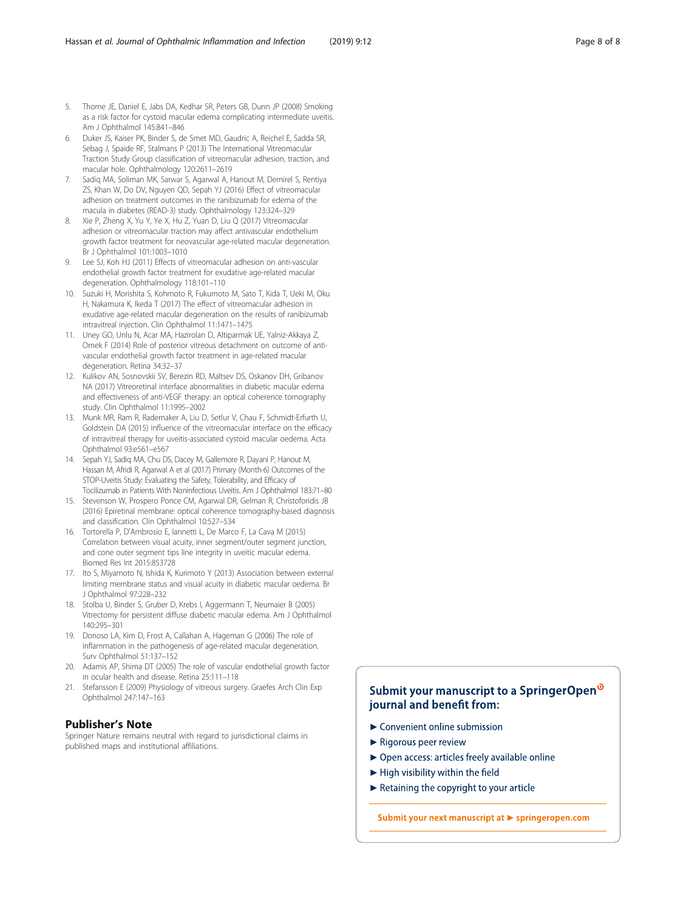5. Thorne JE, Daniel E, Jabs DA, Kedhar SR, Peters GB, Dunn JP (2008) Smoking as a risk factor for cystoid macular edema complicating intermediate uveitis. Am J Ophthalmol 145:841–846
6. Duker JS, Kaiser PK, Binder S, de Smet MD, Gaudric A, Reichel E, Sadda SR, Sebag J, Spaide RF, Stalmans P (2013) The International Vitreomacular Traction Study Group classification of vitreomacular adhesion, traction, and macular hole. Ophthalmology 120:2611–2619
7. Sadiq MA, Soliman MK, Sarwar S, Agarwal A, Hanout M, Demirel S, Rentiya ZS, Khan W, Do DV, Nguyen QD, Sepah YJ (2016) Effect of vitreomacular adhesion on treatment outcomes in the ranibizumab for edema of the macula in diabetes (READ-3) study. Ophthalmology 123:324–329
8. Xie P, Zheng X, Yu Y, Ye X, Hu Z, Yuan D, Liu Q (2017) Vitreomacular adhesion or vitreomacular traction may affect antivascular endothelium growth factor treatment for neovascular age-related macular degeneration. Br J Ophthalmol 101:1003–1010
9. Lee SJ, Koh HJ (2011) Effects of vitreomacular adhesion on anti-vascular endothelial growth factor treatment for exudative age-related macular degeneration. Ophthalmology 118:101–110
10. Suzuki H, Morishita S, Kohmoto R, Fukumoto M, Sato T, Kida T, Ueki M, Oku H, Nakamura K, Ikeda T (2017) The effect of vitreomacular adhesion in exudative age-related macular degeneration on the results of ranibizumab intravitreal injection. Clin Ophthalmol 11:1471–1475
11. Uney GO, Unlu N, Acar MA, Hazirolan D, Altiparmak UE, Yalniz-Akkaya Z, Ornek F (2014) Role of posterior vitreous detachment on outcome of anti-vascular endothelial growth factor treatment in age-related macular degeneration. Retina 34:32–37
12. Kulikov AN, Sosnovskii SV, Berezin RD, Maltsev DS, Oskanov DH, Gribanov NA (2017) Vitreoretinal interface abnormalities in diabetic macular edema and effectiveness of anti-VEGF therapy: an optical coherence tomography study. Clin Ophthalmol 11:1995–2002
13. Munk MR, Ram R, Rademaker A, Liu D, Setlur V, Chau F, Schmidt-Erfurth U, Goldstein DA (2015) Influence of the vitreomacular interface on the efficacy of intravitreal therapy for uveitis-associated cystoid macular oedema. Acta Ophthalmol 93:e561–e567
14. Sepah YJ, Sadiq MA, Chu DS, Dacey M, Gallemore R, Dayani P, Hanout M, Hassan M, Afridi R, Agarwal A et al (2017) Primary (Month-6) Outcomes of the STOP-Uveitis Study: Evaluating the Safety, Tolerability, and Efficacy of Tocilizumab in Patients With Noninfectious Uveitis. Am J Ophthalmol 183:71–80
15. Stevenson W, Prospero Ponce CM, Agarwal DR, Gelman R, Christoforidis JB (2016) Epiretinal membrane: optical coherence tomography-based diagnosis and classification. Clin Ophthalmol 10:527–534
16. Tortorella P, D'Ambrosio E, Iannetti L, De Marco F, La Cava M (2015) Correlation between visual acuity, inner segment/outer segment junction, and cone outer segment tips line integrity in uveitic macular edema. Biomed Res Int 2015:853728
17. Ito S, Miyamoto N, Ishida K, Kurimoto Y (2013) Association between external limiting membrane status and visual acuity in diabetic macular oedema. Br J Ophthalmol 97:228–232
18. Stolba U, Binder S, Gruber D, Krebs I, Aggermann T, Neumaier B (2005) Vitrectomy for persistent diffuse diabetic macular edema. Am J Ophthalmol 140:295–301
19. Donoso LA, Kim D, Frost A, Callahan A, Hageman G (2006) The role of inflammation in the pathogenesis of age-related macular degeneration. Surv Ophthalmol 51:137–152
20. Adamis AP, Shima DT (2005) The role of vascular endothelial growth factor in ocular health and disease. Retina 25:111–118
21. Stefansson E (2009) Physiology of vitreous surgery. Graefes Arch Clin Exp Ophthalmol 247:147–163

## Publisher's Note

Springer Nature remains neutral with regard to jurisdictional claims in published maps and institutional affiliations.

**Submit your manuscript to a SpringerOpen journal and benefit from:**

- ► Convenient online submission
- ► Rigorous peer review
- ► Open access: articles freely available online
- ► High visibility within the field
- ► Retaining the copyright to your article

**Submit your next manuscript at ► springeropen.com**